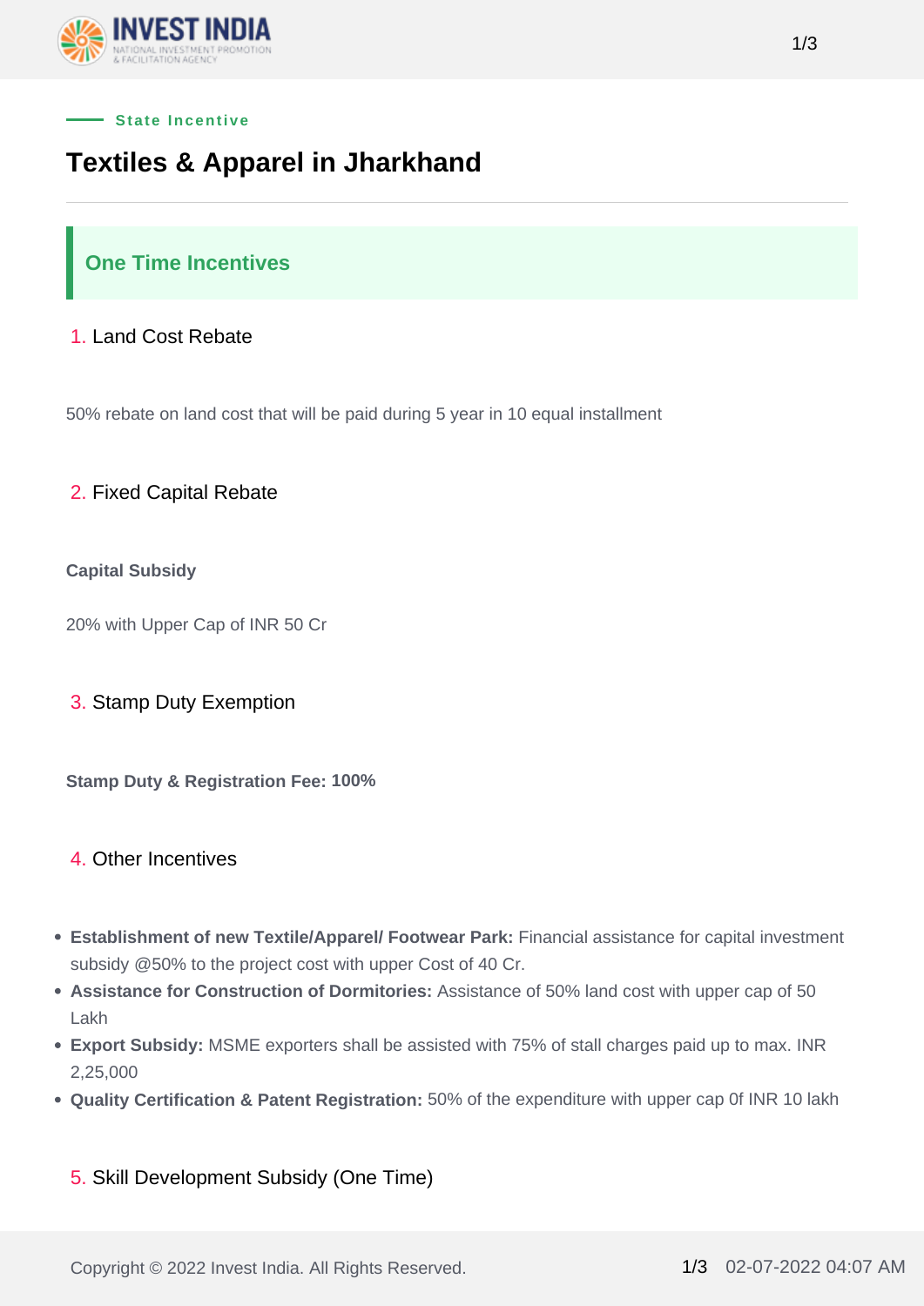State Incentive

# Textiles & Apparel in Jharkhand

## One Time Incentives

### 1. Land Cost Rebate

50% rebate on land cost that will be paid during 5 year in 10 equal installment

### 2. Fixed Capital Rebate

**Capital Subsidy**

20% with Upper Cap of INR 50 Cr

### 3. Stamp Duty Exemption

**Stamp Duty & Registration Fee: 100%**

### 4. Other Incentives

- **Establishment of new Textile/Apparel/ Footwear Park:** Financial assistance for capital investment subsidy @50% to the project cost with upper Cost of 40 Cr.
- **Assistance for Construction of Dormitories:** Assistance of 50% land cost with upper cap of 50 Lakh
- **Export Subsidy:** MSME exporters shall be assisted with 75% of stall charges paid up to max. INR 2,25,000
- **Quality Certification & Patent Registration:** 50% of the expenditure with upper cap 0f INR 10 lakh

### 5. Skill Development Subsidy (One Time)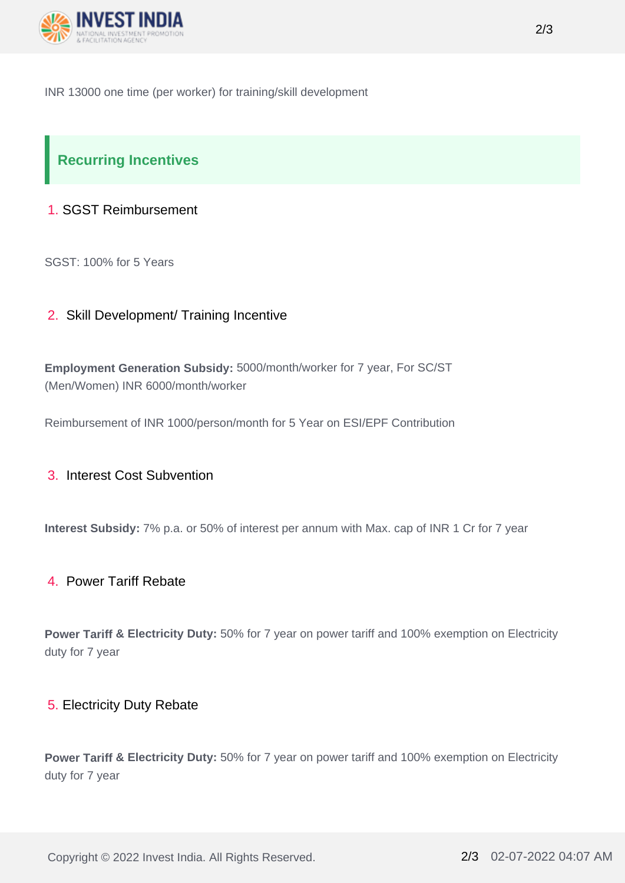INR 13000 one time (per worker) for training/skill development

## Recurring Incentives

1. SGST Reimbursement

SGST: 100% for 5 Years

2. Skill Development/ Training Incentive

**Employment Generation Subsidy:** 5000/month/worker for 7 year, For SC/ST (Men/Women) INR 6000/month/worker

Reimbursement of INR 1000/person/month for 5 Year on ESI/EPF Contribution

3. Interest Cost Subvention

**Interest Subsidy:** 7% p.a. or 50% of interest per annum with Max. cap of INR 1 Cr for 7 year

4. Power Tariff Rebate

**Power Tariff & Electricity Duty:** 50% for 7 year on power tariff and 100% exemption on Electricity duty for 7 year

5. Electricity Duty Rebate

**Power Tariff & Electricity Duty:** 50% for 7 year on power tariff and 100% exemption on Electricity duty for 7 year